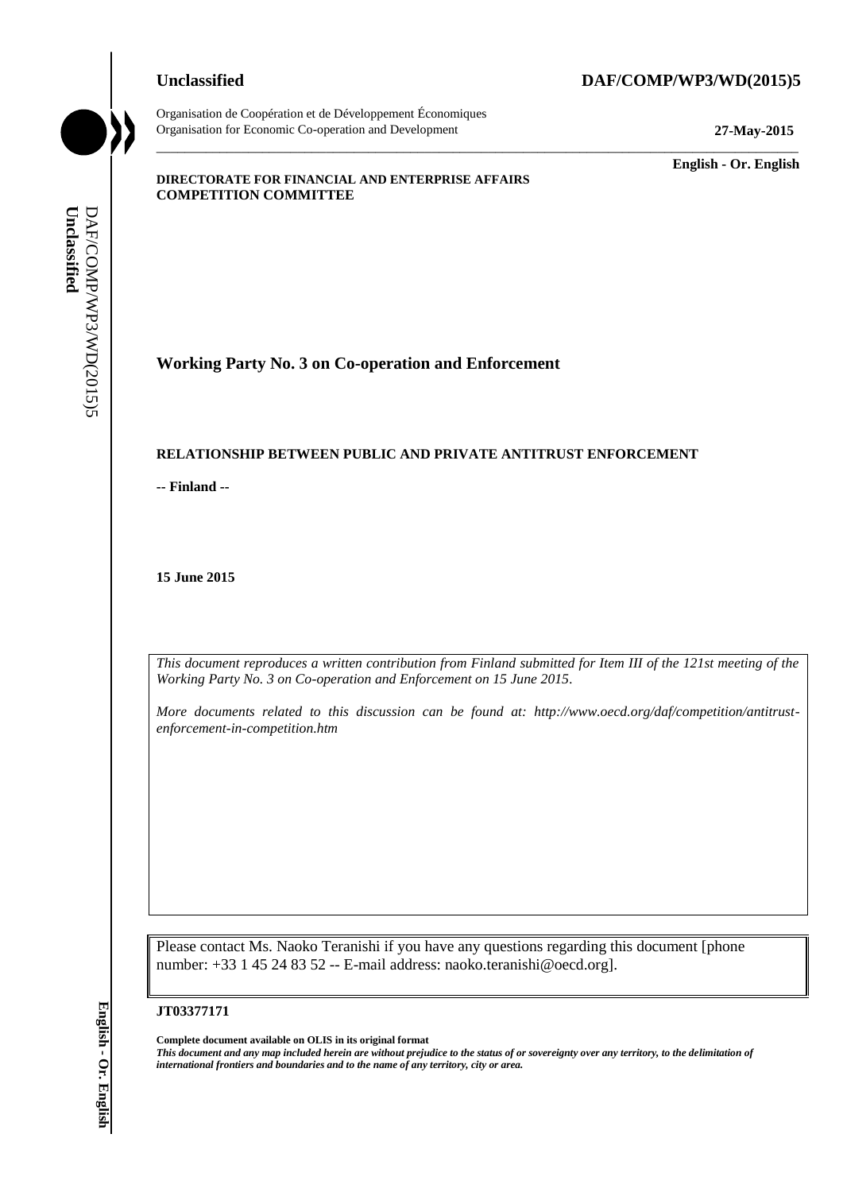**Unclassified** **DAF/COMP/WP3/WD(2015)5**

Organisation de Coopération et de Développement Économiques
Organisation for Economic Co-operation and Development **27-May-2015**

**English - Or. English**

**DIRECTORATE FOR FINANCIAL AND ENTERPRISE AFFAIRS**
**COMPETITION COMMITTEE**

## Working Party No. 3 on Co-operation and Enforcement

**RELATIONSHIP BETWEEN PUBLIC AND PRIVATE ANTITRUST ENFORCEMENT**

**-- Finland --**

**15 June 2015**

*This document reproduces a written contribution from Finland submitted for Item III of the 121st meeting of the Working Party No. 3 on Co-operation and Enforcement on 15 June 2015.*

*More documents related to this discussion can be found at: http://www.oecd.org/daf/competition/antitrust-enforcement-in-competition.htm*

Please contact Ms. Naoko Teranishi if you have any questions regarding this document [phone number: +33 1 45 24 83 52 -- E-mail address: naoko.teranishi@oecd.org].

**JT03377171**

**Complete document available on OLIS in its original format**
***This document and any map included herein are without prejudice to the status of or sovereignty over any territory, to the delimitation of international frontiers and boundaries and to the name of any territory, city or area.***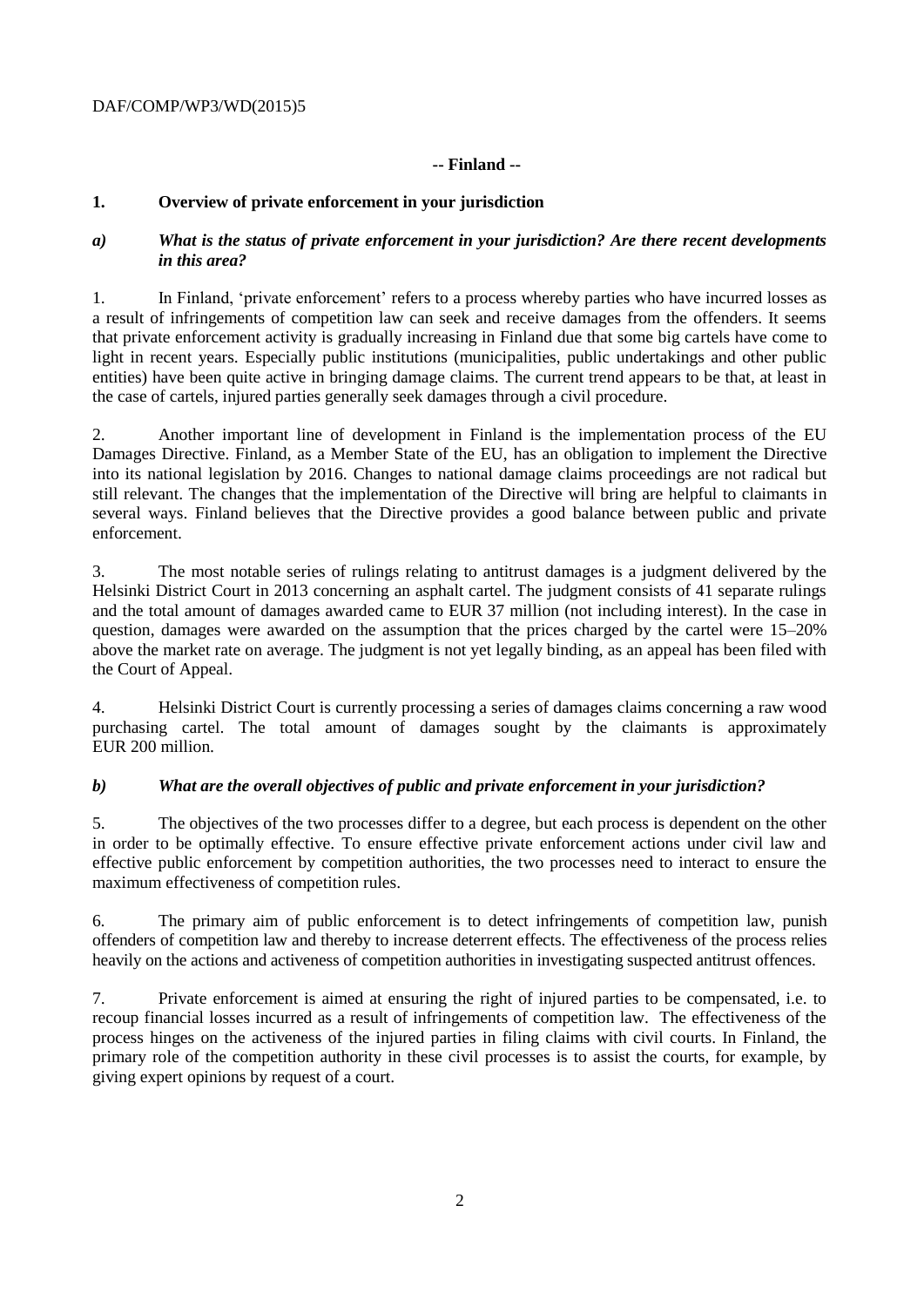**-- Finland --**

## 1. Overview of private enforcement in your jurisdiction

### *a) What is the status of private enforcement in your jurisdiction? Are there recent developments in this area?*

1. In Finland, 'private enforcement' refers to a process whereby parties who have incurred losses as a result of infringements of competition law can seek and receive damages from the offenders. It seems that private enforcement activity is gradually increasing in Finland due that some big cartels have come to light in recent years. Especially public institutions (municipalities, public undertakings and other public entities) have been quite active in bringing damage claims. The current trend appears to be that, at least in the case of cartels, injured parties generally seek damages through a civil procedure.

2. Another important line of development in Finland is the implementation process of the EU Damages Directive. Finland, as a Member State of the EU, has an obligation to implement the Directive into its national legislation by 2016. Changes to national damage claims proceedings are not radical but still relevant. The changes that the implementation of the Directive will bring are helpful to claimants in several ways. Finland believes that the Directive provides a good balance between public and private enforcement.

3. The most notable series of rulings relating to antitrust damages is a judgment delivered by the Helsinki District Court in 2013 concerning an asphalt cartel. The judgment consists of 41 separate rulings and the total amount of damages awarded came to EUR 37 million (not including interest). In the case in question, damages were awarded on the assumption that the prices charged by the cartel were 15–20% above the market rate on average. The judgment is not yet legally binding, as an appeal has been filed with the Court of Appeal.

4. Helsinki District Court is currently processing a series of damages claims concerning a raw wood purchasing cartel. The total amount of damages sought by the claimants is approximately EUR 200 million.

### *b) What are the overall objectives of public and private enforcement in your jurisdiction?*

5. The objectives of the two processes differ to a degree, but each process is dependent on the other in order to be optimally effective. To ensure effective private enforcement actions under civil law and effective public enforcement by competition authorities, the two processes need to interact to ensure the maximum effectiveness of competition rules.

6. The primary aim of public enforcement is to detect infringements of competition law, punish offenders of competition law and thereby to increase deterrent effects. The effectiveness of the process relies heavily on the actions and activeness of competition authorities in investigating suspected antitrust offences.

7. Private enforcement is aimed at ensuring the right of injured parties to be compensated, i.e. to recoup financial losses incurred as a result of infringements of competition law. The effectiveness of the process hinges on the activeness of the injured parties in filing claims with civil courts. In Finland, the primary role of the competition authority in these civil processes is to assist the courts, for example, by giving expert opinions by request of a court.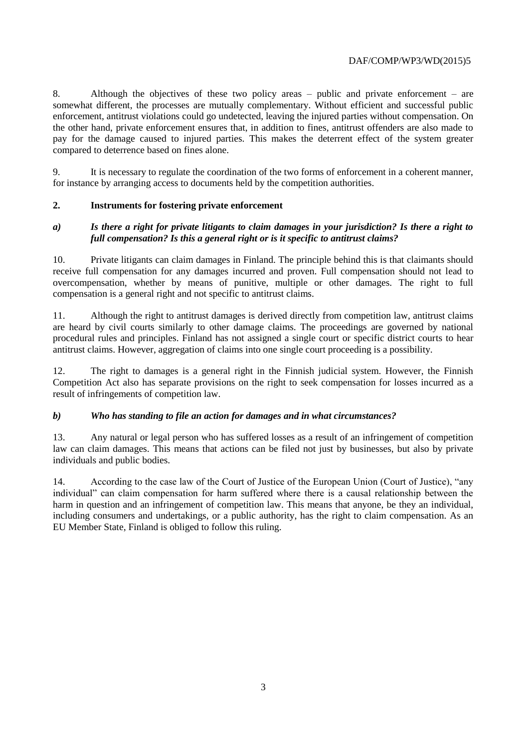8. Although the objectives of these two policy areas – public and private enforcement – are somewhat different, the processes are mutually complementary. Without efficient and successful public enforcement, antitrust violations could go undetected, leaving the injured parties without compensation. On the other hand, private enforcement ensures that, in addition to fines, antitrust offenders are also made to pay for the damage caused to injured parties. This makes the deterrent effect of the system greater compared to deterrence based on fines alone.

9. It is necessary to regulate the coordination of the two forms of enforcement in a coherent manner, for instance by arranging access to documents held by the competition authorities.

## 2. Instruments for fostering private enforcement

### *a) Is there a right for private litigants to claim damages in your jurisdiction? Is there a right to full compensation? Is this a general right or is it specific to antitrust claims?*

10. Private litigants can claim damages in Finland. The principle behind this is that claimants should receive full compensation for any damages incurred and proven. Full compensation should not lead to overcompensation, whether by means of punitive, multiple or other damages. The right to full compensation is a general right and not specific to antitrust claims.

11. Although the right to antitrust damages is derived directly from competition law, antitrust claims are heard by civil courts similarly to other damage claims. The proceedings are governed by national procedural rules and principles. Finland has not assigned a single court or specific district courts to hear antitrust claims. However, aggregation of claims into one single court proceeding is a possibility.

12. The right to damages is a general right in the Finnish judicial system. However, the Finnish Competition Act also has separate provisions on the right to seek compensation for losses incurred as a result of infringements of competition law.

### *b) Who has standing to file an action for damages and in what circumstances?*

13. Any natural or legal person who has suffered losses as a result of an infringement of competition law can claim damages. This means that actions can be filed not just by businesses, but also by private individuals and public bodies.

14. According to the case law of the Court of Justice of the European Union (Court of Justice), "any individual" can claim compensation for harm suffered where there is a causal relationship between the harm in question and an infringement of competition law. This means that anyone, be they an individual, including consumers and undertakings, or a public authority, has the right to claim compensation. As an EU Member State, Finland is obliged to follow this ruling.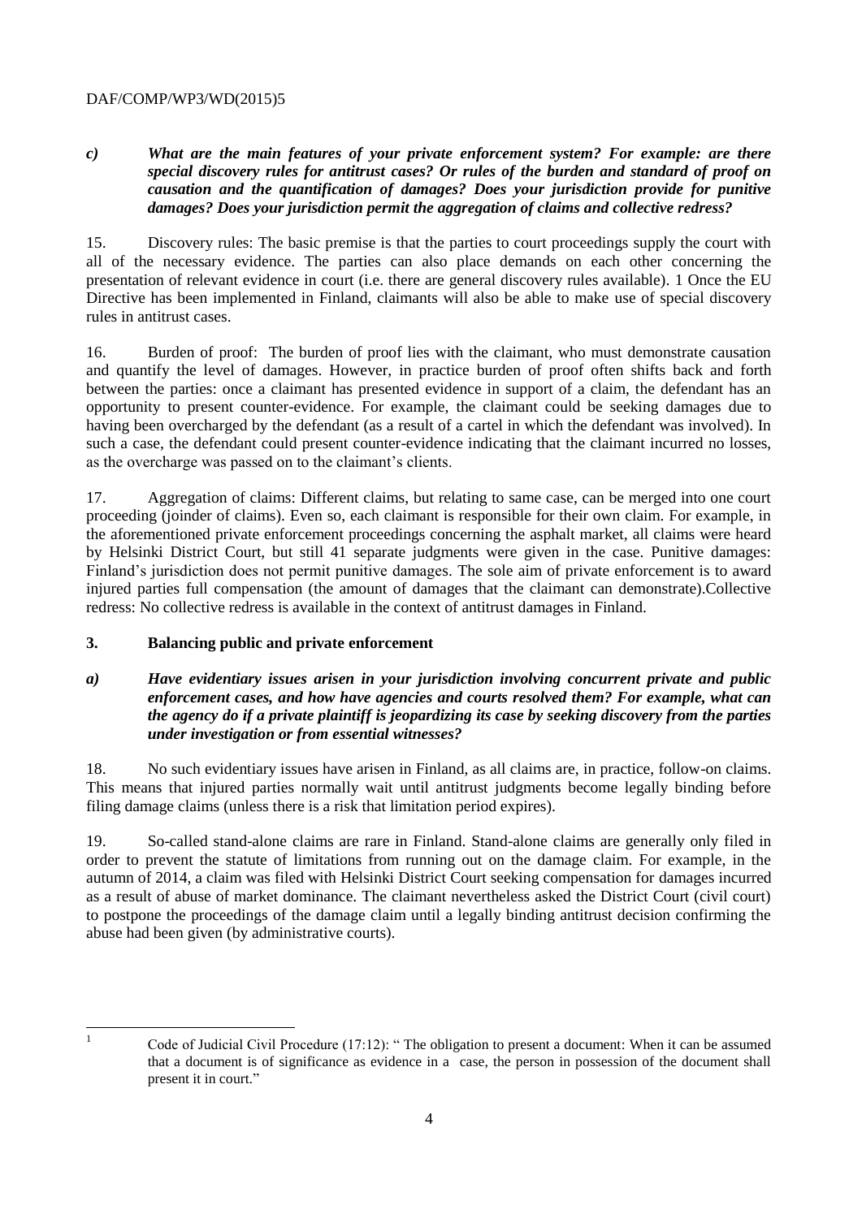*c) What are the main features of your private enforcement system? For example: are there special discovery rules for antitrust cases? Or rules of the burden and standard of proof on causation and the quantification of damages? Does your jurisdiction provide for punitive damages? Does your jurisdiction permit the aggregation of claims and collective redress?*

15. Discovery rules: The basic premise is that the parties to court proceedings supply the court with all of the necessary evidence. The parties can also place demands on each other concerning the presentation of relevant evidence in court (i.e. there are general discovery rules available). 1 Once the EU Directive has been implemented in Finland, claimants will also be able to make use of special discovery rules in antitrust cases.

16. Burden of proof: The burden of proof lies with the claimant, who must demonstrate causation and quantify the level of damages. However, in practice burden of proof often shifts back and forth between the parties: once a claimant has presented evidence in support of a claim, the defendant has an opportunity to present counter-evidence. For example, the claimant could be seeking damages due to having been overcharged by the defendant (as a result of a cartel in which the defendant was involved). In such a case, the defendant could present counter-evidence indicating that the claimant incurred no losses, as the overcharge was passed on to the claimant's clients.

17. Aggregation of claims: Different claims, but relating to same case, can be merged into one court proceeding (joinder of claims). Even so, each claimant is responsible for their own claim. For example, in the aforementioned private enforcement proceedings concerning the asphalt market, all claims were heard by Helsinki District Court, but still 41 separate judgments were given in the case. Punitive damages: Finland's jurisdiction does not permit punitive damages. The sole aim of private enforcement is to award injured parties full compensation (the amount of damages that the claimant can demonstrate).Collective redress: No collective redress is available in the context of antitrust damages in Finland.

### 3. Balancing public and private enforcement

*a) Have evidentiary issues arisen in your jurisdiction involving concurrent private and public enforcement cases, and how have agencies and courts resolved them? For example, what can the agency do if a private plaintiff is jeopardizing its case by seeking discovery from the parties under investigation or from essential witnesses?*

18. No such evidentiary issues have arisen in Finland, as all claims are, in practice, follow-on claims. This means that injured parties normally wait until antitrust judgments become legally binding before filing damage claims (unless there is a risk that limitation period expires).

19. So-called stand-alone claims are rare in Finland. Stand-alone claims are generally only filed in order to prevent the statute of limitations from running out on the damage claim. For example, in the autumn of 2014, a claim was filed with Helsinki District Court seeking compensation for damages incurred as a result of abuse of market dominance. The claimant nevertheless asked the District Court (civil court) to postpone the proceedings of the damage claim until a legally binding antitrust decision confirming the abuse had been given (by administrative courts).

---

[1] Code of Judicial Civil Procedure (17:12): " The obligation to present a document: When it can be assumed that a document is of significance as evidence in a case, the person in possession of the document shall present it in court."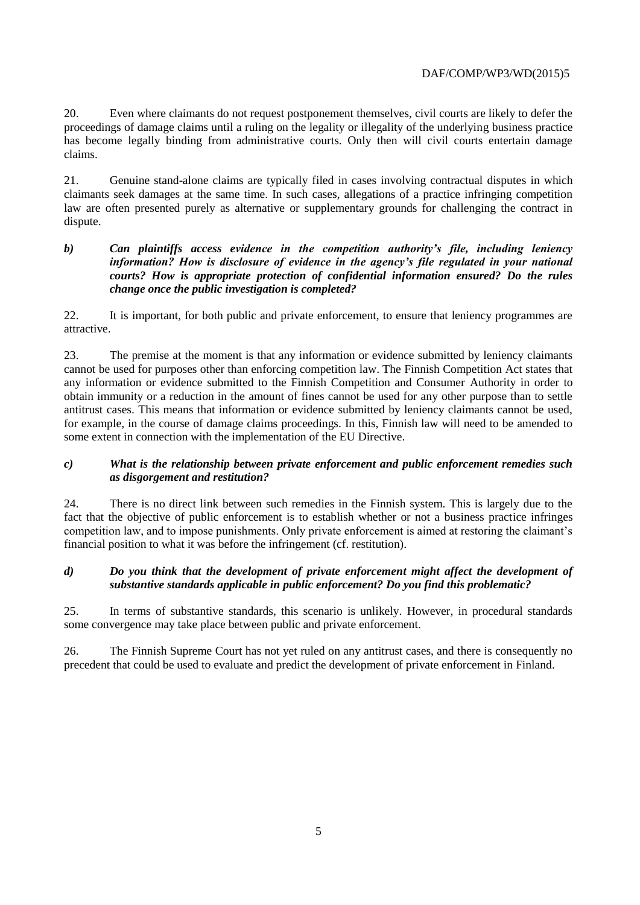20. Even where claimants do not request postponement themselves, civil courts are likely to defer the proceedings of damage claims until a ruling on the legality or illegality of the underlying business practice has become legally binding from administrative courts. Only then will civil courts entertain damage claims.

21. Genuine stand-alone claims are typically filed in cases involving contractual disputes in which claimants seek damages at the same time. In such cases, allegations of a practice infringing competition law are often presented purely as alternative or supplementary grounds for challenging the contract in dispute.

***b) Can plaintiffs access evidence in the competition authority's file, including leniency information? How is disclosure of evidence in the agency's file regulated in your national courts? How is appropriate protection of confidential information ensured? Do the rules change once the public investigation is completed?***

22. It is important, for both public and private enforcement, to ensure that leniency programmes are attractive.

23. The premise at the moment is that any information or evidence submitted by leniency claimants cannot be used for purposes other than enforcing competition law. The Finnish Competition Act states that any information or evidence submitted to the Finnish Competition and Consumer Authority in order to obtain immunity or a reduction in the amount of fines cannot be used for any other purpose than to settle antitrust cases. This means that information or evidence submitted by leniency claimants cannot be used, for example, in the course of damage claims proceedings. In this, Finnish law will need to be amended to some extent in connection with the implementation of the EU Directive.

***c) What is the relationship between private enforcement and public enforcement remedies such as disgorgement and restitution?***

24. There is no direct link between such remedies in the Finnish system. This is largely due to the fact that the objective of public enforcement is to establish whether or not a business practice infringes competition law, and to impose punishments. Only private enforcement is aimed at restoring the claimant's financial position to what it was before the infringement (cf. restitution).

***d) Do you think that the development of private enforcement might affect the development of substantive standards applicable in public enforcement? Do you find this problematic?***

25. In terms of substantive standards, this scenario is unlikely. However, in procedural standards some convergence may take place between public and private enforcement.

26. The Finnish Supreme Court has not yet ruled on any antitrust cases, and there is consequently no precedent that could be used to evaluate and predict the development of private enforcement in Finland.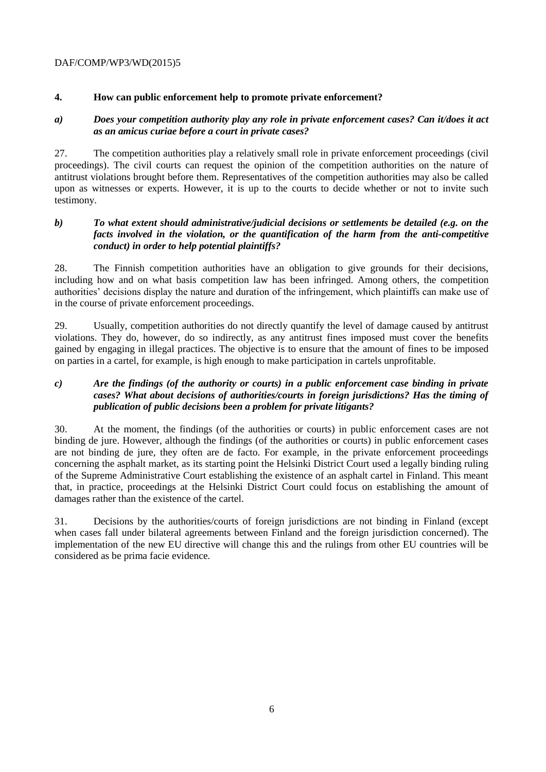## 4. How can public enforcement help to promote private enforcement?

### *a) Does your competition authority play any role in private enforcement cases? Can it/does it act as an amicus curiae before a court in private cases?*

27. The competition authorities play a relatively small role in private enforcement proceedings (civil proceedings). The civil courts can request the opinion of the competition authorities on the nature of antitrust violations brought before them. Representatives of the competition authorities may also be called upon as witnesses or experts. However, it is up to the courts to decide whether or not to invite such testimony.

### *b) To what extent should administrative/judicial decisions or settlements be detailed (e.g. on the facts involved in the violation, or the quantification of the harm from the anti-competitive conduct) in order to help potential plaintiffs?*

28. The Finnish competition authorities have an obligation to give grounds for their decisions, including how and on what basis competition law has been infringed. Among others, the competition authorities' decisions display the nature and duration of the infringement, which plaintiffs can make use of in the course of private enforcement proceedings.

29. Usually, competition authorities do not directly quantify the level of damage caused by antitrust violations. They do, however, do so indirectly, as any antitrust fines imposed must cover the benefits gained by engaging in illegal practices. The objective is to ensure that the amount of fines to be imposed on parties in a cartel, for example, is high enough to make participation in cartels unprofitable.

### *c) Are the findings (of the authority or courts) in a public enforcement case binding in private cases? What about decisions of authorities/courts in foreign jurisdictions? Has the timing of publication of public decisions been a problem for private litigants?*

30. At the moment, the findings (of the authorities or courts) in public enforcement cases are not binding de jure. However, although the findings (of the authorities or courts) in public enforcement cases are not binding de jure, they often are de facto. For example, in the private enforcement proceedings concerning the asphalt market, as its starting point the Helsinki District Court used a legally binding ruling of the Supreme Administrative Court establishing the existence of an asphalt cartel in Finland. This meant that, in practice, proceedings at the Helsinki District Court could focus on establishing the amount of damages rather than the existence of the cartel.

31. Decisions by the authorities/courts of foreign jurisdictions are not binding in Finland (except when cases fall under bilateral agreements between Finland and the foreign jurisdiction concerned). The implementation of the new EU directive will change this and the rulings from other EU countries will be considered as be prima facie evidence.